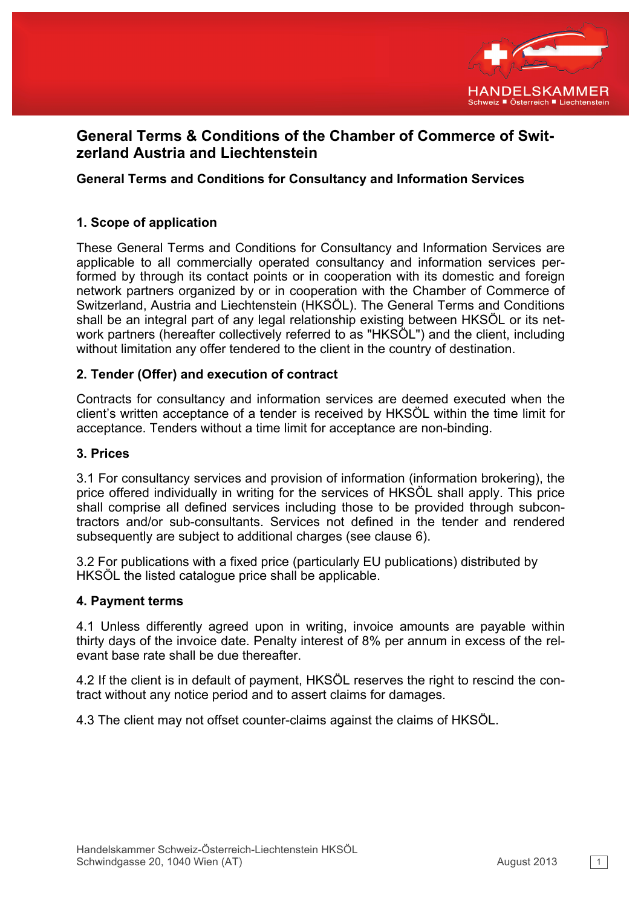# General Terms & Conditions of the Chamber of Commerce of Switzerland Austria and Liechtenstein

### General Terms and Conditions for Consultancy and Information Services

## 1. Scope of application

These General Terms and Conditions for Consultancy and Information Services are applicable to all commercially operated consultancy and information services performed by through its contact points or in cooperation with its domestic and foreign network partners organized by or in cooperation with the Chamber of Commerce of Switzerland, Austria and Liechtenstein (HKSÖL). The General Terms and Conditions shall be an integral part of any legal relationship existing between HKSÖL or its network partners (hereafter collectively referred to as "HKSÖL") and the client, including without limitation any offer tendered to the client in the country of destination.

## 2. Tender (Offer) and execution of contract

Contracts for consultancy and information services are deemed executed when the client's written acceptance of a tender is received by HKSÖL within the time limit for acceptance. Tenders without a time limit for acceptance are non-binding.

## 3. Prices

3.1 For consultancy services and provision of information (information brokering), the price offered individually in writing for the services of HKSÖL shall apply. This price shall comprise all defined services including those to be provided through subcontractors and/or sub-consultants. Services not defined in the tender and rendered subsequently are subject to additional charges (see clause 6).

3.2 For publications with a fixed price (particularly EU publications) distributed by HKSÖL the listed catalogue price shall be applicable.

## 4. Payment terms

4.1 Unless differently agreed upon in writing, invoice amounts are payable within thirty days of the invoice date. Penalty interest of 8% per annum in excess of the relevant base rate shall be due thereafter.

4.2 If the client is in default of payment, HKSÖL reserves the right to rescind the contract without any notice period and to assert claims for damages.

4.3 The client may not offset counter-claims against the claims of HKSÖL.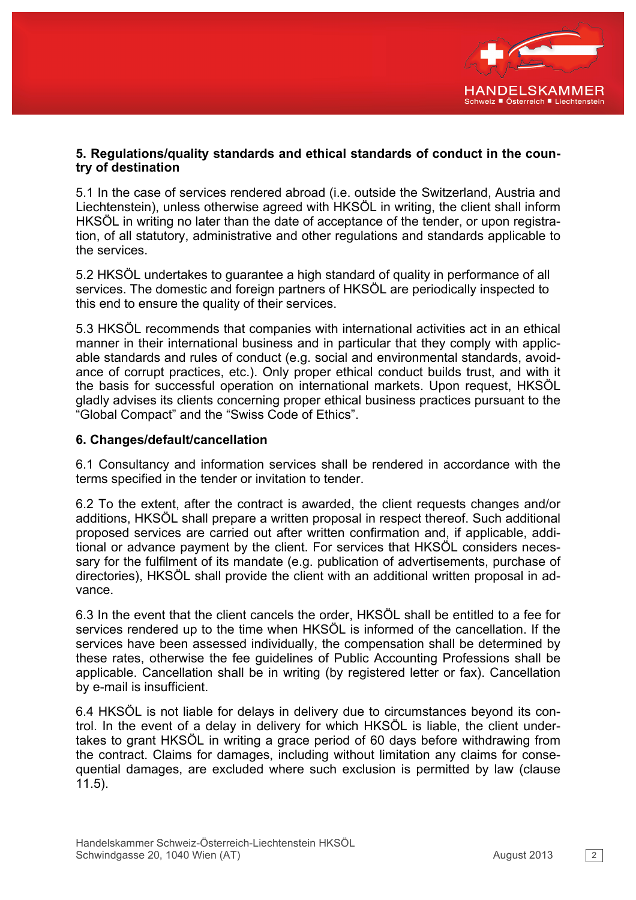**5. Regulations/quality standards and ethical standards of conduct in the country of destination**

5.1 In the case of services rendered abroad (i.e. outside the Switzerland, Austria and Liechtenstein), unless otherwise agreed with HKSÖL in writing, the client shall inform HKSÖL in writing no later than the date of acceptance of the tender, or upon registration, of all statutory, administrative and other regulations and standards applicable to the services.

5.2 HKSÖL undertakes to guarantee a high standard of quality in performance of all services. The domestic and foreign partners of HKSÖL are periodically inspected to this end to ensure the quality of their services.

5.3 HKSÖL recommends that companies with international activities act in an ethical manner in their international business and in particular that they comply with applicable standards and rules of conduct (e.g. social and environmental standards, avoidance of corrupt practices, etc.). Only proper ethical conduct builds trust, and with it the basis for successful operation on international markets. Upon request, HKSÖL gladly advises its clients concerning proper ethical business practices pursuant to the "Global Compact" and the "Swiss Code of Ethics".

**6. Changes/default/cancellation**

6.1 Consultancy and information services shall be rendered in accordance with the terms specified in the tender or invitation to tender.

6.2 To the extent, after the contract is awarded, the client requests changes and/or additions, HKSÖL shall prepare a written proposal in respect thereof. Such additional proposed services are carried out after written confirmation and, if applicable, additional or advance payment by the client. For services that HKSÖL considers necessary for the fulfilment of its mandate (e.g. publication of advertisements, purchase of directories), HKSÖL shall provide the client with an additional written proposal in advance.

6.3 In the event that the client cancels the order, HKSÖL shall be entitled to a fee for services rendered up to the time when HKSÖL is informed of the cancellation. If the services have been assessed individually, the compensation shall be determined by these rates, otherwise the fee guidelines of Public Accounting Professions shall be applicable. Cancellation shall be in writing (by registered letter or fax). Cancellation by e-mail is insufficient.

6.4 HKSÖL is not liable for delays in delivery due to circumstances beyond its control. In the event of a delay in delivery for which HKSÖL is liable, the client undertakes to grant HKSÖL in writing a grace period of 60 days before withdrawing from the contract. Claims for damages, including without limitation any claims for consequential damages, are excluded where such exclusion is permitted by law (clause 11.5).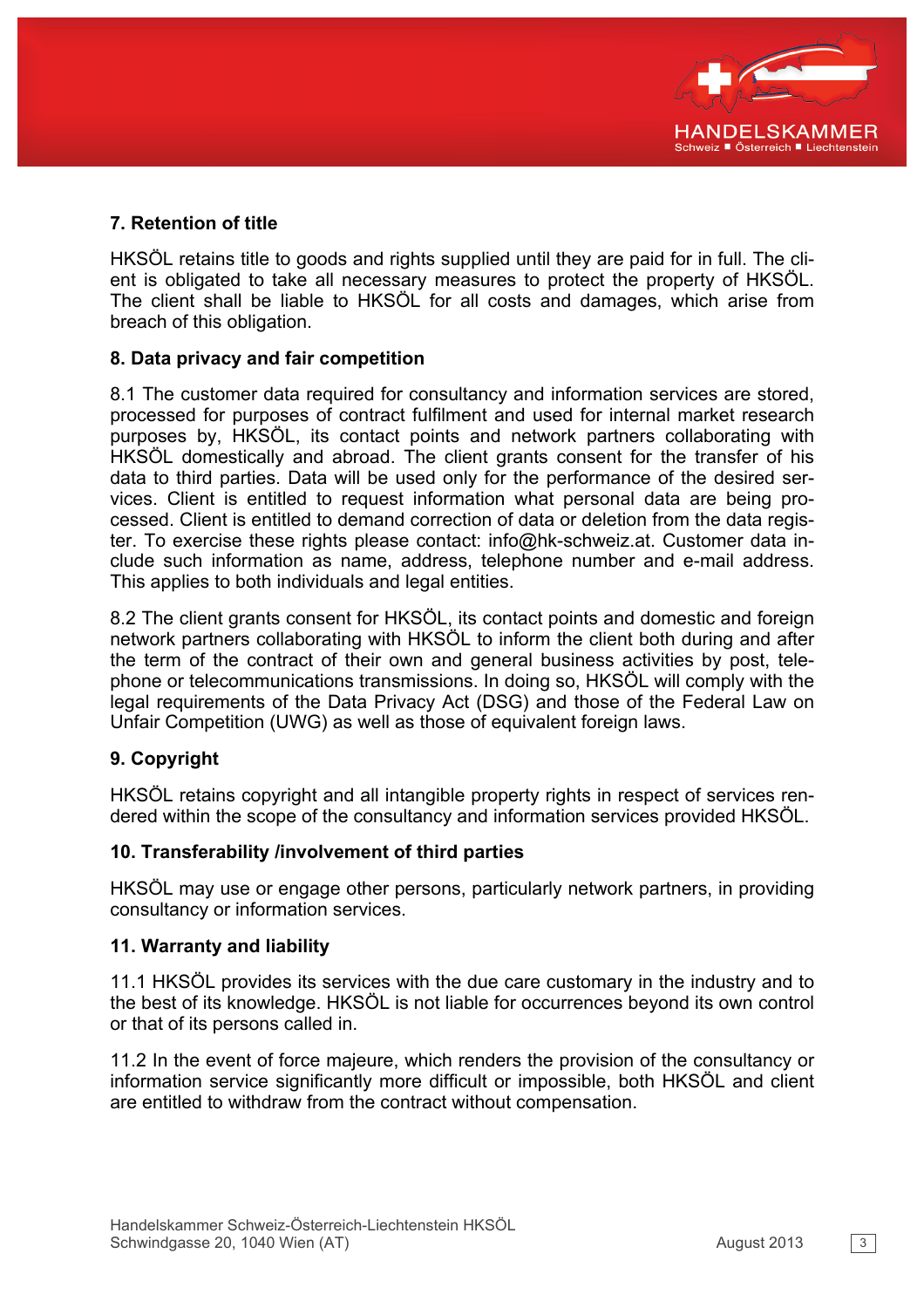## 7. Retention of title

HKSÖL retains title to goods and rights supplied until they are paid for in full. The client is obligated to take all necessary measures to protect the property of HKSÖL. The client shall be liable to HKSÖL for all costs and damages, which arise from breach of this obligation.

## 8. Data privacy and fair competition

8.1 The customer data required for consultancy and information services are stored, processed for purposes of contract fulfilment and used for internal market research purposes by, HKSÖL, its contact points and network partners collaborating with HKSÖL domestically and abroad. The client grants consent for the transfer of his data to third parties. Data will be used only for the performance of the desired services. Client is entitled to request information what personal data are being processed. Client is entitled to demand correction of data or deletion from the data register. To exercise these rights please contact: info@hk-schweiz.at. Customer data include such information as name, address, telephone number and e-mail address. This applies to both individuals and legal entities.

8.2 The client grants consent for HKSÖL, its contact points and domestic and foreign network partners collaborating with HKSÖL to inform the client both during and after the term of the contract of their own and general business activities by post, telephone or telecommunications transmissions. In doing so, HKSÖL will comply with the legal requirements of the Data Privacy Act (DSG) and those of the Federal Law on Unfair Competition (UWG) as well as those of equivalent foreign laws.

## 9. Copyright

HKSÖL retains copyright and all intangible property rights in respect of services rendered within the scope of the consultancy and information services provided HKSÖL.

## 10. Transferability /involvement of third parties

HKSÖL may use or engage other persons, particularly network partners, in providing consultancy or information services.

## 11. Warranty and liability

11.1 HKSÖL provides its services with the due care customary in the industry and to the best of its knowledge. HKSÖL is not liable for occurrences beyond its own control or that of its persons called in.

11.2 In the event of force majeure, which renders the provision of the consultancy or information service significantly more difficult or impossible, both HKSÖL and client are entitled to withdraw from the contract without compensation.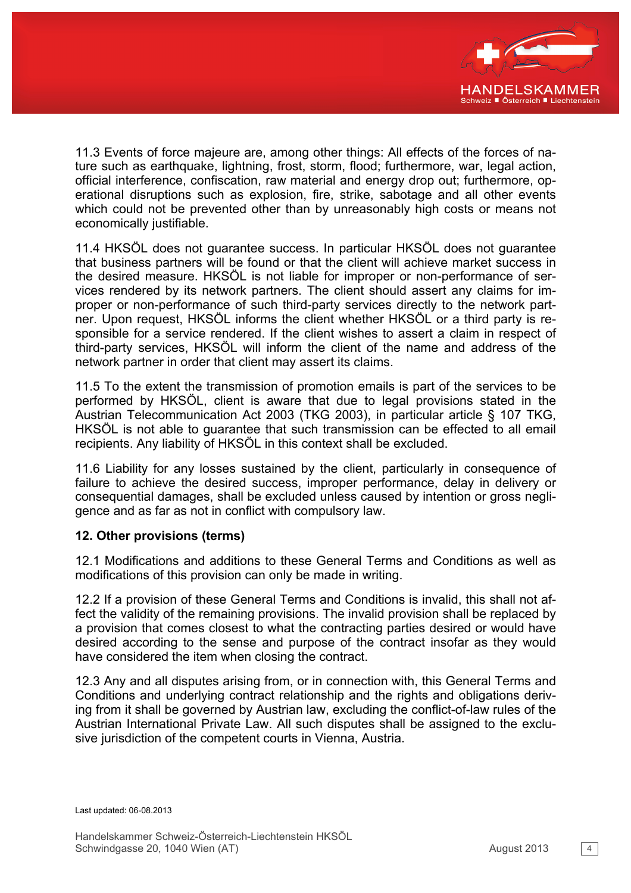11.3 Events of force majeure are, among other things: All effects of the forces of nature such as earthquake, lightning, frost, storm, flood; furthermore, war, legal action, official interference, confiscation, raw material and energy drop out; furthermore, operational disruptions such as explosion, fire, strike, sabotage and all other events which could not be prevented other than by unreasonably high costs or means not economically justifiable.

11.4 HKSÖL does not guarantee success. In particular HKSÖL does not guarantee that business partners will be found or that the client will achieve market success in the desired measure. HKSÖL is not liable for improper or non-performance of services rendered by its network partners. The client should assert any claims for improper or non-performance of such third-party services directly to the network partner. Upon request, HKSÖL informs the client whether HKSÖL or a third party is responsible for a service rendered. If the client wishes to assert a claim in respect of third-party services, HKSÖL will inform the client of the name and address of the network partner in order that client may assert its claims.

11.5 To the extent the transmission of promotion emails is part of the services to be performed by HKSÖL, client is aware that due to legal provisions stated in the Austrian Telecommunication Act 2003 (TKG 2003), in particular article § 107 TKG, HKSÖL is not able to guarantee that such transmission can be effected to all email recipients. Any liability of HKSÖL in this context shall be excluded.

11.6 Liability for any losses sustained by the client, particularly in consequence of failure to achieve the desired success, improper performance, delay in delivery or consequential damages, shall be excluded unless caused by intention or gross negligence and as far as not in conflict with compulsory law.

**12. Other provisions (terms)**

12.1 Modifications and additions to these General Terms and Conditions as well as modifications of this provision can only be made in writing.

12.2 If a provision of these General Terms and Conditions is invalid, this shall not affect the validity of the remaining provisions. The invalid provision shall be replaced by a provision that comes closest to what the contracting parties desired or would have desired according to the sense and purpose of the contract insofar as they would have considered the item when closing the contract.

12.3 Any and all disputes arising from, or in connection with, this General Terms and Conditions and underlying contract relationship and the rights and obligations deriving from it shall be governed by Austrian law, excluding the conflict-of-law rules of the Austrian International Private Law. All such disputes shall be assigned to the exclusive jurisdiction of the competent courts in Vienna, Austria.

Last updated: 06-08.2013